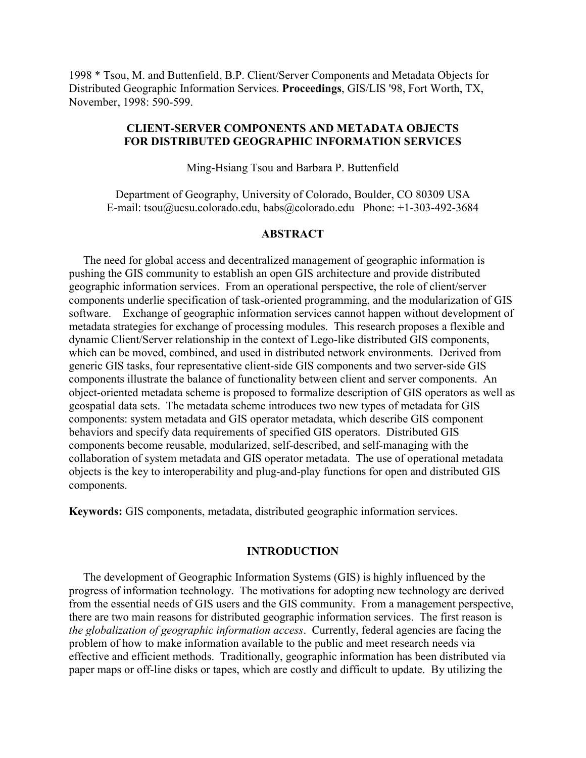1998 * Tsou, M. and Buttenfield, B.P. Client/Server Components and Metadata Objects for Distributed Geographic Information Services. **Proceedings**, GIS/LIS '98, Fort Worth, TX, November, 1998: 590-599.

# CLIENT-SERVER COMPONENTS AND METADATA OBJECTS FOR DISTRIBUTED GEOGRAPHIC INFORMATION SERVICES

Ming-Hsiang Tsou and Barbara P. Buttenfield

Department of Geography, University of Colorado, Boulder, CO 80309 USA
E-mail: tsou@ucsu.colorado.edu, babs@colorado.edu Phone: +1-303-492-3684

## ABSTRACT

The need for global access and decentralized management of geographic information is pushing the GIS community to establish an open GIS architecture and provide distributed geographic information services. From an operational perspective, the role of client/server components underlie specification of task-oriented programming, and the modularization of GIS software. Exchange of geographic information services cannot happen without development of metadata strategies for exchange of processing modules. This research proposes a flexible and dynamic Client/Server relationship in the context of Lego-like distributed GIS components, which can be moved, combined, and used in distributed network environments. Derived from generic GIS tasks, four representative client-side GIS components and two server-side GIS components illustrate the balance of functionality between client and server components. An object-oriented metadata scheme is proposed to formalize description of GIS operators as well as geospatial data sets. The metadata scheme introduces two new types of metadata for GIS components: system metadata and GIS operator metadata, which describe GIS component behaviors and specify data requirements of specified GIS operators. Distributed GIS components become reusable, modularized, self-described, and self-managing with the collaboration of system metadata and GIS operator metadata. The use of operational metadata objects is the key to interoperability and plug-and-play functions for open and distributed GIS components.

**Keywords:** GIS components, metadata, distributed geographic information services.

## INTRODUCTION

The development of Geographic Information Systems (GIS) is highly influenced by the progress of information technology. The motivations for adopting new technology are derived from the essential needs of GIS users and the GIS community. From a management perspective, there are two main reasons for distributed geographic information services. The first reason is *the globalization of geographic information access*. Currently, federal agencies are facing the problem of how to make information available to the public and meet research needs via effective and efficient methods. Traditionally, geographic information has been distributed via paper maps or off-line disks or tapes, which are costly and difficult to update. By utilizing the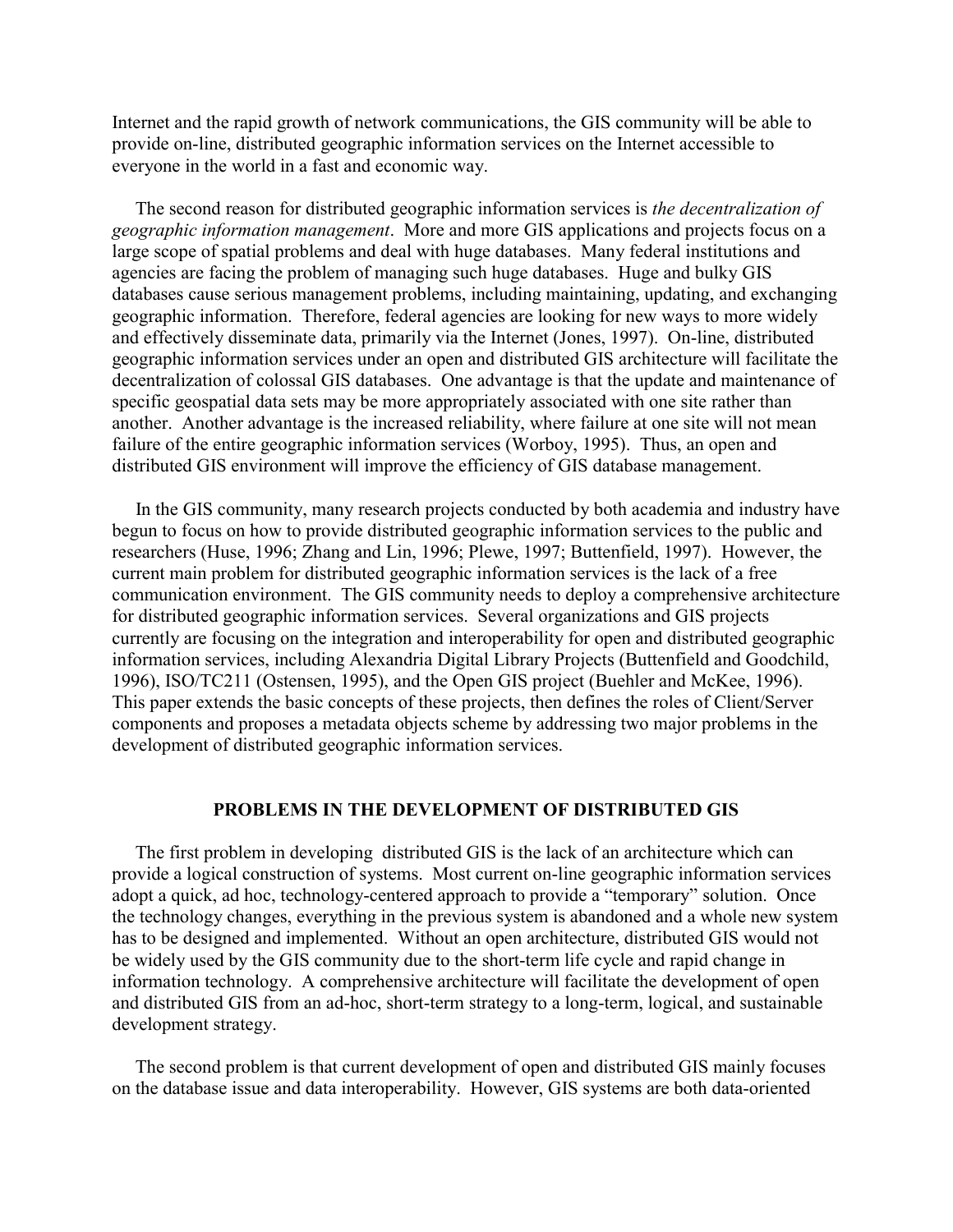Internet and the rapid growth of network communications, the GIS community will be able to provide on-line, distributed geographic information services on the Internet accessible to everyone in the world in a fast and economic way.

The second reason for distributed geographic information services is *the decentralization of geographic information management*. More and more GIS applications and projects focus on a large scope of spatial problems and deal with huge databases. Many federal institutions and agencies are facing the problem of managing such huge databases. Huge and bulky GIS databases cause serious management problems, including maintaining, updating, and exchanging geographic information. Therefore, federal agencies are looking for new ways to more widely and effectively disseminate data, primarily via the Internet (Jones, 1997). On-line, distributed geographic information services under an open and distributed GIS architecture will facilitate the decentralization of colossal GIS databases. One advantage is that the update and maintenance of specific geospatial data sets may be more appropriately associated with one site rather than another. Another advantage is the increased reliability, where failure at one site will not mean failure of the entire geographic information services (Worboy, 1995). Thus, an open and distributed GIS environment will improve the efficiency of GIS database management.

In the GIS community, many research projects conducted by both academia and industry have begun to focus on how to provide distributed geographic information services to the public and researchers (Huse, 1996; Zhang and Lin, 1996; Plewe, 1997; Buttenfield, 1997). However, the current main problem for distributed geographic information services is the lack of a free communication environment. The GIS community needs to deploy a comprehensive architecture for distributed geographic information services. Several organizations and GIS projects currently are focusing on the integration and interoperability for open and distributed geographic information services, including Alexandria Digital Library Projects (Buttenfield and Goodchild, 1996), ISO/TC211 (Ostensen, 1995), and the Open GIS project (Buehler and McKee, 1996). This paper extends the basic concepts of these projects, then defines the roles of Client/Server components and proposes a metadata objects scheme by addressing two major problems in the development of distributed geographic information services.

## PROBLEMS IN THE DEVELOPMENT OF DISTRIBUTED GIS

The first problem in developing distributed GIS is the lack of an architecture which can provide a logical construction of systems. Most current on-line geographic information services adopt a quick, ad hoc, technology-centered approach to provide a "temporary" solution. Once the technology changes, everything in the previous system is abandoned and a whole new system has to be designed and implemented. Without an open architecture, distributed GIS would not be widely used by the GIS community due to the short-term life cycle and rapid change in information technology. A comprehensive architecture will facilitate the development of open and distributed GIS from an ad-hoc, short-term strategy to a long-term, logical, and sustainable development strategy.

The second problem is that current development of open and distributed GIS mainly focuses on the database issue and data interoperability. However, GIS systems are both data-oriented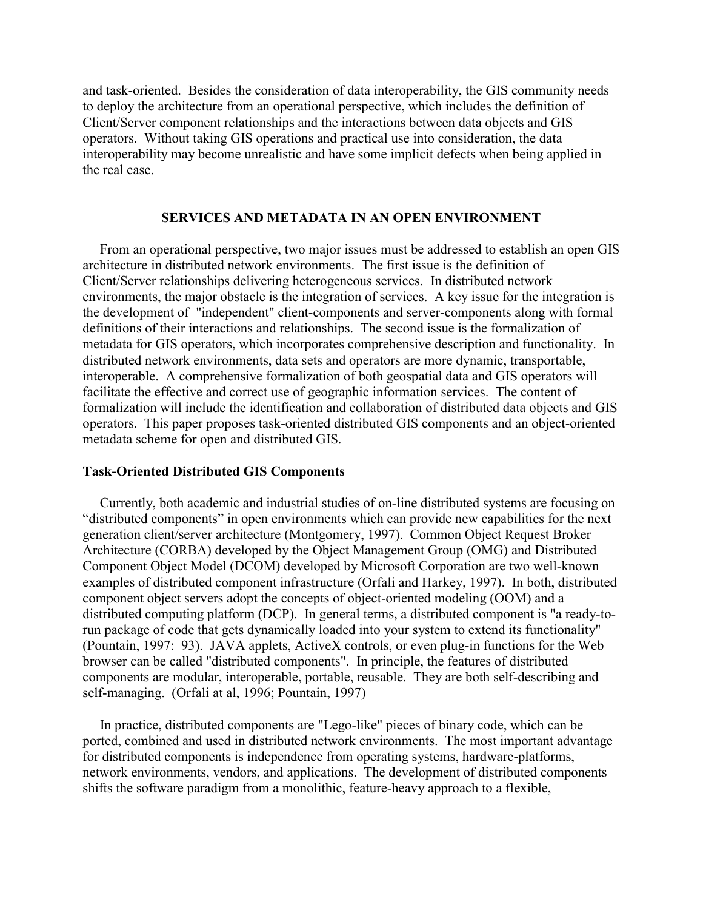and task-oriented. Besides the consideration of data interoperability, the GIS community needs to deploy the architecture from an operational perspective, which includes the definition of Client/Server component relationships and the interactions between data objects and GIS operators. Without taking GIS operations and practical use into consideration, the data interoperability may become unrealistic and have some implicit defects when being applied in the real case.

## SERVICES AND METADATA IN AN OPEN ENVIRONMENT

From an operational perspective, two major issues must be addressed to establish an open GIS architecture in distributed network environments. The first issue is the definition of Client/Server relationships delivering heterogeneous services. In distributed network environments, the major obstacle is the integration of services. A key issue for the integration is the development of "independent" client-components and server-components along with formal definitions of their interactions and relationships. The second issue is the formalization of metadata for GIS operators, which incorporates comprehensive description and functionality. In distributed network environments, data sets and operators are more dynamic, transportable, interoperable. A comprehensive formalization of both geospatial data and GIS operators will facilitate the effective and correct use of geographic information services. The content of formalization will include the identification and collaboration of distributed data objects and GIS operators. This paper proposes task-oriented distributed GIS components and an object-oriented metadata scheme for open and distributed GIS.

### Task-Oriented Distributed GIS Components

Currently, both academic and industrial studies of on-line distributed systems are focusing on "distributed components" in open environments which can provide new capabilities for the next generation client/server architecture (Montgomery, 1997). Common Object Request Broker Architecture (CORBA) developed by the Object Management Group (OMG) and Distributed Component Object Model (DCOM) developed by Microsoft Corporation are two well-known examples of distributed component infrastructure (Orfali and Harkey, 1997). In both, distributed component object servers adopt the concepts of object-oriented modeling (OOM) and a distributed computing platform (DCP). In general terms, a distributed component is "a ready-to-run package of code that gets dynamically loaded into your system to extend its functionality" (Pountain, 1997: 93). JAVA applets, ActiveX controls, or even plug-in functions for the Web browser can be called "distributed components". In principle, the features of distributed components are modular, interoperable, portable, reusable. They are both self-describing and self-managing. (Orfali at al, 1996; Pountain, 1997)

In practice, distributed components are "Lego-like" pieces of binary code, which can be ported, combined and used in distributed network environments. The most important advantage for distributed components is independence from operating systems, hardware-platforms, network environments, vendors, and applications. The development of distributed components shifts the software paradigm from a monolithic, feature-heavy approach to a flexible,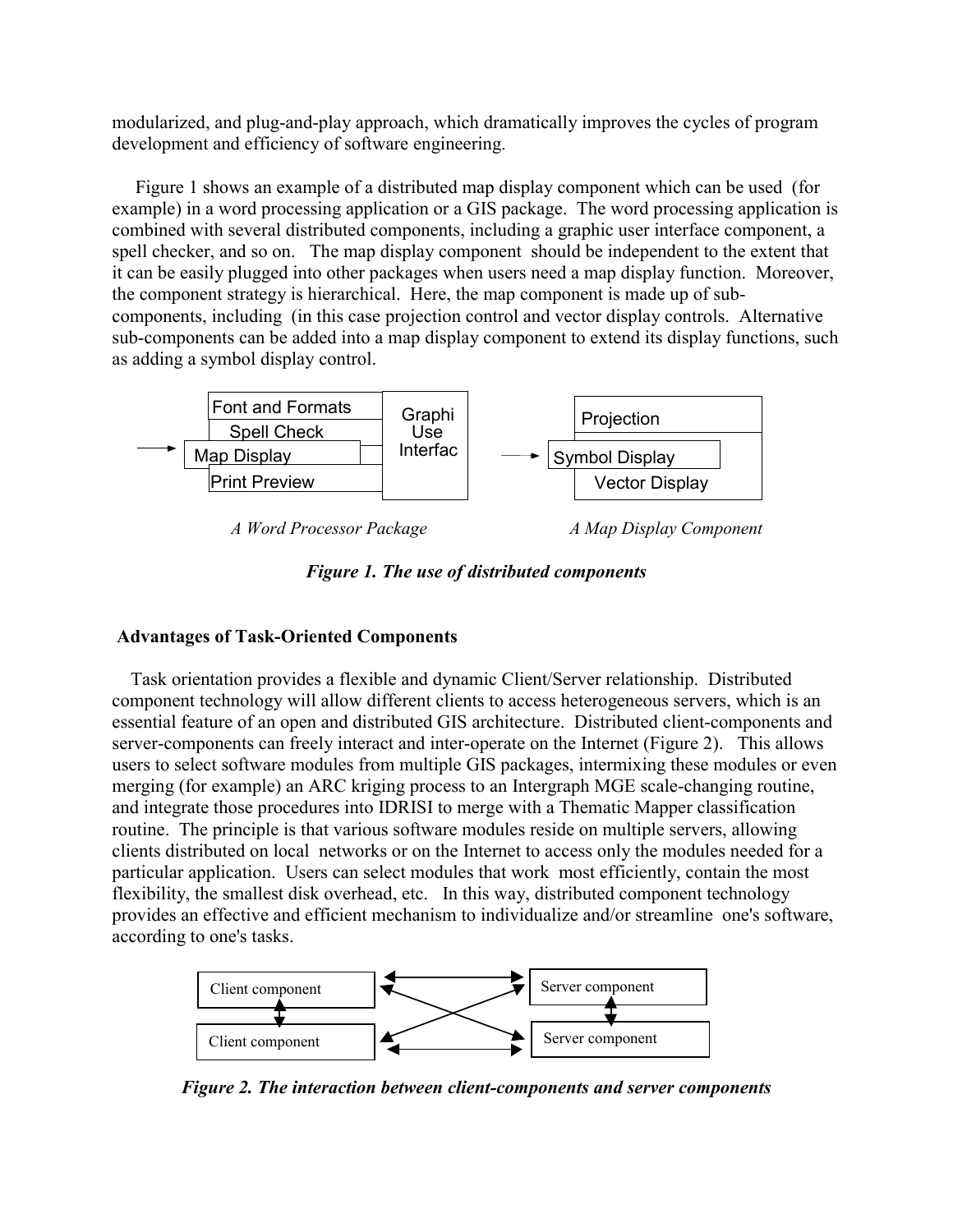modularized, and plug-and-play approach, which dramatically improves the cycles of program development and efficiency of software engineering.

Figure 1 shows an example of a distributed map display component which can be used (for example) in a word processing application or a GIS package. The word processing application is combined with several distributed components, including a graphic user interface component, a spell checker, and so on. The map display component should be independent to the extent that it can be easily plugged into other packages when users need a map display function. Moreover, the component strategy is hierarchical. Here, the map component is made up of sub-components, including (in this case projection control and vector display controls. Alternative sub-components can be added into a map display component to extend its display functions, such as adding a symbol display control.

Font and Formats
Spell Check
Map Display
Print Preview
Graphi Use Interfac

Projection
Symbol Display
Vector Display

*A Word Processor Package* *A Map Display Component*

***Figure 1. The use of distributed components***

## Advantages of Task-Oriented Components

Task orientation provides a flexible and dynamic Client/Server relationship. Distributed component technology will allow different clients to access heterogeneous servers, which is an essential feature of an open and distributed GIS architecture. Distributed client-components and server-components can freely interact and inter-operate on the Internet (Figure 2). This allows users to select software modules from multiple GIS packages, intermixing these modules or even merging (for example) an ARC kriging process to an Intergraph MGE scale-changing routine, and integrate those procedures into IDRISI to merge with a Thematic Mapper classification routine. The principle is that various software modules reside on multiple servers, allowing clients distributed on local networks or on the Internet to access only the modules needed for a particular application. Users can select modules that work most efficiently, contain the most flexibility, the smallest disk overhead, etc. In this way, distributed component technology provides an effective and efficient mechanism to individualize and/or streamline one's software, according to one's tasks.

Client component
Client component
Server component
Server component

***Figure 2. The interaction between client-components and server components***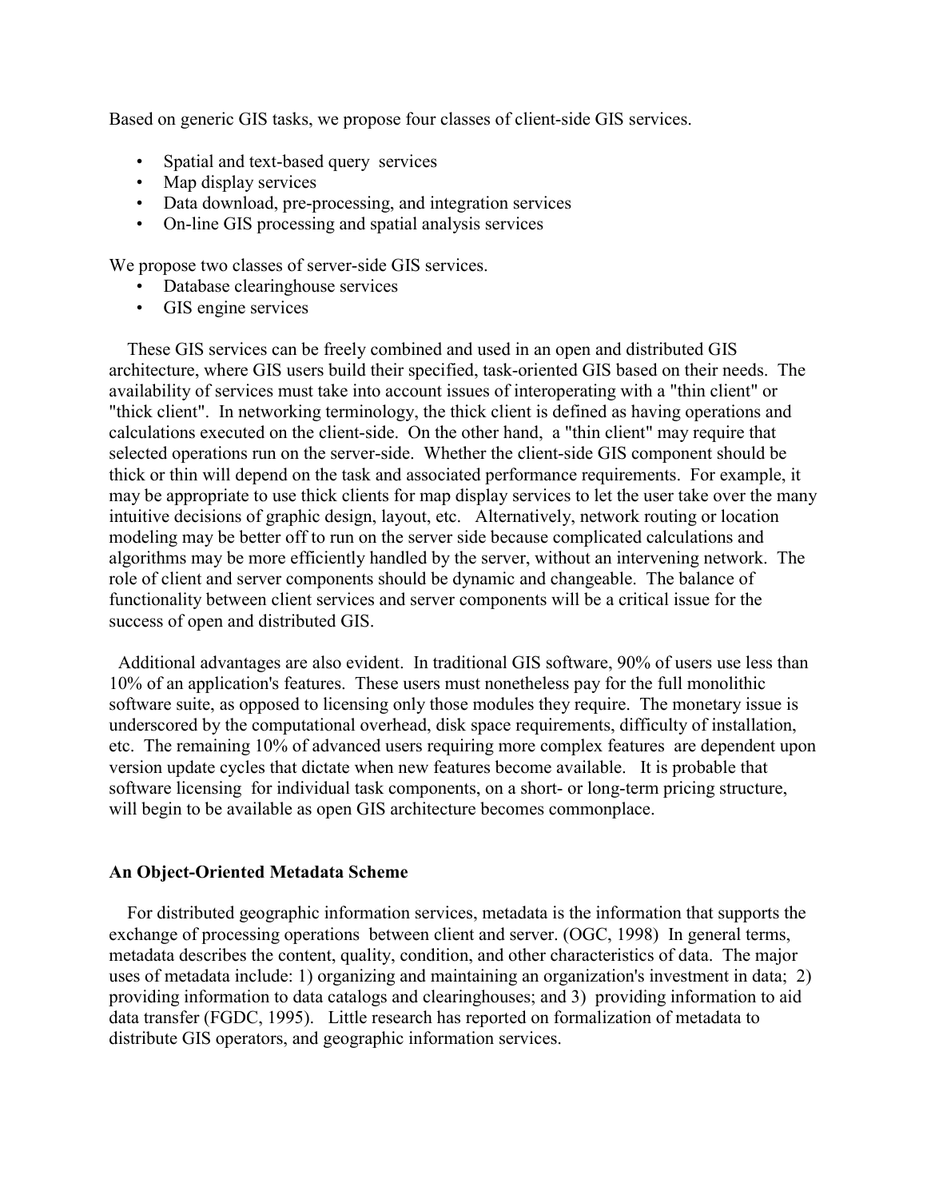Based on generic GIS tasks, we propose four classes of client-side GIS services.

- Spatial and text-based query services
- Map display services
- Data download, pre-processing, and integration services
- On-line GIS processing and spatial analysis services

We propose two classes of server-side GIS services.

- Database clearinghouse services
- GIS engine services

These GIS services can be freely combined and used in an open and distributed GIS architecture, where GIS users build their specified, task-oriented GIS based on their needs. The availability of services must take into account issues of interoperating with a "thin client" or "thick client". In networking terminology, the thick client is defined as having operations and calculations executed on the client-side. On the other hand, a "thin client" may require that selected operations run on the server-side. Whether the client-side GIS component should be thick or thin will depend on the task and associated performance requirements. For example, it may be appropriate to use thick clients for map display services to let the user take over the many intuitive decisions of graphic design, layout, etc. Alternatively, network routing or location modeling may be better off to run on the server side because complicated calculations and algorithms may be more efficiently handled by the server, without an intervening network. The role of client and server components should be dynamic and changeable. The balance of functionality between client services and server components will be a critical issue for the success of open and distributed GIS.

Additional advantages are also evident. In traditional GIS software, 90% of users use less than 10% of an application's features. These users must nonetheless pay for the full monolithic software suite, as opposed to licensing only those modules they require. The monetary issue is underscored by the computational overhead, disk space requirements, difficulty of installation, etc. The remaining 10% of advanced users requiring more complex features are dependent upon version update cycles that dictate when new features become available. It is probable that software licensing for individual task components, on a short- or long-term pricing structure, will begin to be available as open GIS architecture becomes commonplace.

### An Object-Oriented Metadata Scheme

For distributed geographic information services, metadata is the information that supports the exchange of processing operations between client and server. (OGC, 1998) In general terms, metadata describes the content, quality, condition, and other characteristics of data. The major uses of metadata include: 1) organizing and maintaining an organization's investment in data; 2) providing information to data catalogs and clearinghouses; and 3) providing information to aid data transfer (FGDC, 1995). Little research has reported on formalization of metadata to distribute GIS operators, and geographic information services.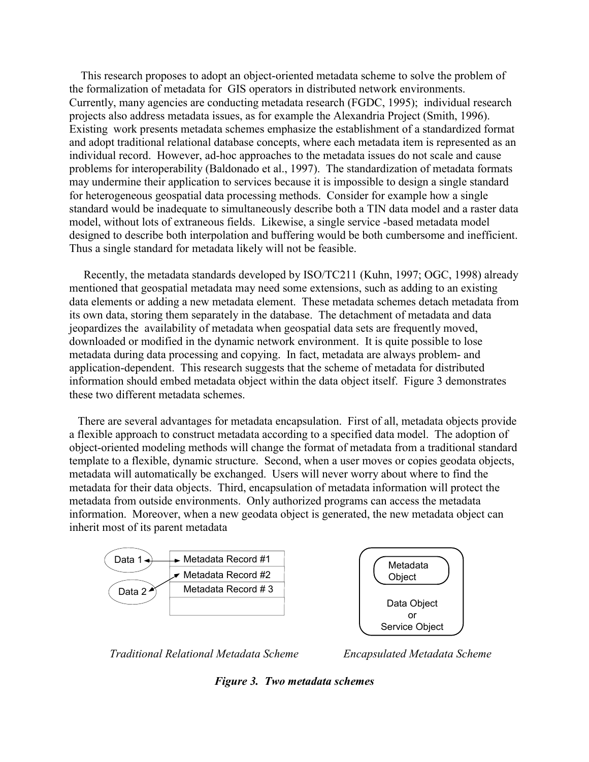This research proposes to adopt an object-oriented metadata scheme to solve the problem of the formalization of metadata for GIS operators in distributed network environments. Currently, many agencies are conducting metadata research (FGDC, 1995); individual research projects also address metadata issues, as for example the Alexandria Project (Smith, 1996). Existing work presents metadata schemes emphasize the establishment of a standardized format and adopt traditional relational database concepts, where each metadata item is represented as an individual record. However, ad-hoc approaches to the metadata issues do not scale and cause problems for interoperability (Baldonado et al., 1997). The standardization of metadata formats may undermine their application to services because it is impossible to design a single standard for heterogeneous geospatial data processing methods. Consider for example how a single standard would be inadequate to simultaneously describe both a TIN data model and a raster data model, without lots of extraneous fields. Likewise, a single service -based metadata model designed to describe both interpolation and buffering would be both cumbersome and inefficient. Thus a single standard for metadata likely will not be feasible.

Recently, the metadata standards developed by ISO/TC211 (Kuhn, 1997; OGC, 1998) already mentioned that geospatial metadata may need some extensions, such as adding to an existing data elements or adding a new metadata element. These metadata schemes detach metadata from its own data, storing them separately in the database. The detachment of metadata and data jeopardizes the availability of metadata when geospatial data sets are frequently moved, downloaded or modified in the dynamic network environment. It is quite possible to lose metadata during data processing and copying. In fact, metadata are always problem- and application-dependent. This research suggests that the scheme of metadata for distributed information should embed metadata object within the data object itself. Figure 3 demonstrates these two different metadata schemes.

There are several advantages for metadata encapsulation. First of all, metadata objects provide a flexible approach to construct metadata according to a specified data model. The adoption of object-oriented modeling methods will change the format of metadata from a traditional standard template to a flexible, dynamic structure. Second, when a user moves or copies geodata objects, metadata will automatically be exchanged. Users will never worry about where to find the metadata for their data objects. Third, encapsulation of metadata information will protect the metadata from outside environments. Only authorized programs can access the metadata information. Moreover, when a new geodata object is generated, the new metadata object can inherit most of its parent metadata

Data 1 ↔ Metadata Record #1
Data 2 → Metadata Record #2
Metadata Record # 3

Metadata Object

Data Object or Service Object

*Traditional Relational Metadata Scheme* *Encapsulated Metadata Scheme*

***Figure 3. Two metadata schemes***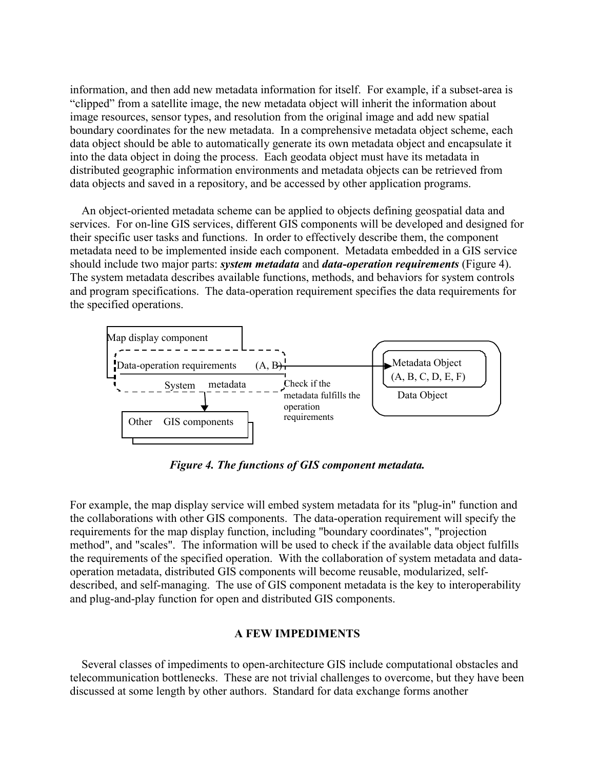information, and then add new metadata information for itself. For example, if a subset-area is "clipped" from a satellite image, the new metadata object will inherit the information about image resources, sensor types, and resolution from the original image and add new spatial boundary coordinates for the new metadata. In a comprehensive metadata object scheme, each data object should be able to automatically generate its own metadata object and encapsulate it into the data object in doing the process. Each geodata object must have its metadata in distributed geographic information environments and metadata objects can be retrieved from data objects and saved in a repository, and be accessed by other application programs.

An object-oriented metadata scheme can be applied to objects defining geospatial data and services. For on-line GIS services, different GIS components will be developed and designed for their specific user tasks and functions. In order to effectively describe them, the component metadata need to be implemented inside each component. Metadata embedded in a GIS service should include two major parts: ***system metadata*** and ***data-operation requirements*** (Figure 4). The system metadata describes available functions, methods, and behaviors for system controls and program specifications. The data-operation requirement specifies the data requirements for the specified operations.

Map display component

Data-operation requirements (A, B)

System metadata

Other GIS components

Check if the metadata fulfills the operation requirements

Metadata Object (A, B, C, D, E, F)

Data Object

***Figure 4. The functions of GIS component metadata.***

For example, the map display service will embed system metadata for its "plug-in" function and the collaborations with other GIS components. The data-operation requirement will specify the requirements for the map display function, including "boundary coordinates", "projection method", and "scales". The information will be used to check if the available data object fulfills the requirements of the specified operation. With the collaboration of system metadata and data-operation metadata, distributed GIS components will become reusable, modularized, self-described, and self-managing. The use of GIS component metadata is the key to interoperability and plug-and-play function for open and distributed GIS components.

## A FEW IMPEDIMENTS

Several classes of impediments to open-architecture GIS include computational obstacles and telecommunication bottlenecks. These are not trivial challenges to overcome, but they have been discussed at some length by other authors. Standard for data exchange forms another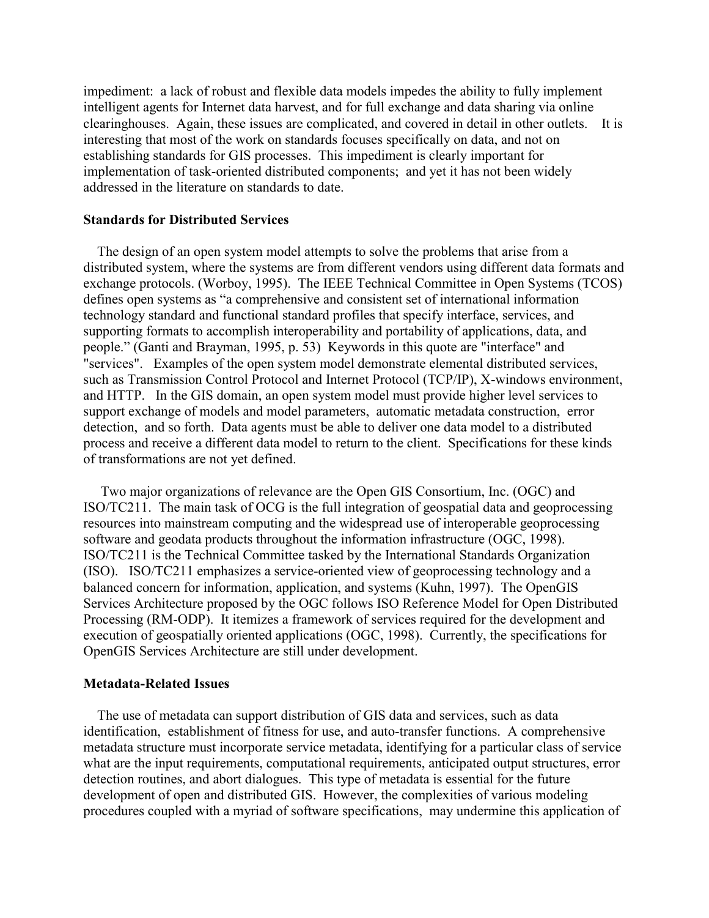impediment: a lack of robust and flexible data models impedes the ability to fully implement intelligent agents for Internet data harvest, and for full exchange and data sharing via online clearinghouses. Again, these issues are complicated, and covered in detail in other outlets. It is interesting that most of the work on standards focuses specifically on data, and not on establishing standards for GIS processes. This impediment is clearly important for implementation of task-oriented distributed components; and yet it has not been widely addressed in the literature on standards to date.

**Standards for Distributed Services**

The design of an open system model attempts to solve the problems that arise from a distributed system, where the systems are from different vendors using different data formats and exchange protocols. (Worboy, 1995). The IEEE Technical Committee in Open Systems (TCOS) defines open systems as "a comprehensive and consistent set of international information technology standard and functional standard profiles that specify interface, services, and supporting formats to accomplish interoperability and portability of applications, data, and people." (Ganti and Brayman, 1995, p. 53) Keywords in this quote are "interface" and "services". Examples of the open system model demonstrate elemental distributed services, such as Transmission Control Protocol and Internet Protocol (TCP/IP), X-windows environment, and HTTP. In the GIS domain, an open system model must provide higher level services to support exchange of models and model parameters, automatic metadata construction, error detection, and so forth. Data agents must be able to deliver one data model to a distributed process and receive a different data model to return to the client. Specifications for these kinds of transformations are not yet defined.

Two major organizations of relevance are the Open GIS Consortium, Inc. (OGC) and ISO/TC211. The main task of OCG is the full integration of geospatial data and geoprocessing resources into mainstream computing and the widespread use of interoperable geoprocessing software and geodata products throughout the information infrastructure (OGC, 1998). ISO/TC211 is the Technical Committee tasked by the International Standards Organization (ISO). ISO/TC211 emphasizes a service-oriented view of geoprocessing technology and a balanced concern for information, application, and systems (Kuhn, 1997). The OpenGIS Services Architecture proposed by the OGC follows ISO Reference Model for Open Distributed Processing (RM-ODP). It itemizes a framework of services required for the development and execution of geospatially oriented applications (OGC, 1998). Currently, the specifications for OpenGIS Services Architecture are still under development.

**Metadata-Related Issues**

The use of metadata can support distribution of GIS data and services, such as data identification, establishment of fitness for use, and auto-transfer functions. A comprehensive metadata structure must incorporate service metadata, identifying for a particular class of service what are the input requirements, computational requirements, anticipated output structures, error detection routines, and abort dialogues. This type of metadata is essential for the future development of open and distributed GIS. However, the complexities of various modeling procedures coupled with a myriad of software specifications, may undermine this application of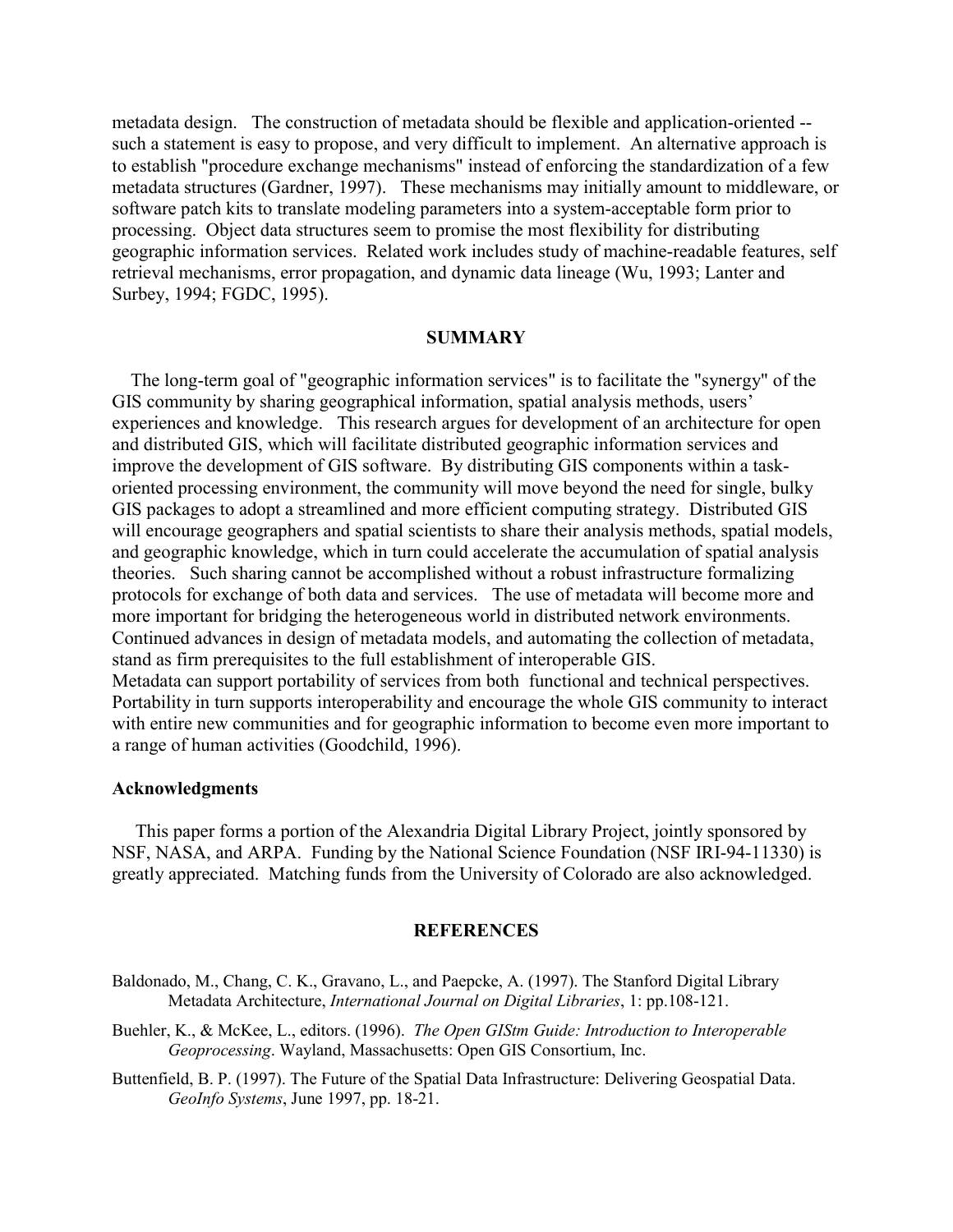metadata design. The construction of metadata should be flexible and application-oriented -- such a statement is easy to propose, and very difficult to implement. An alternative approach is to establish "procedure exchange mechanisms" instead of enforcing the standardization of a few metadata structures (Gardner, 1997). These mechanisms may initially amount to middleware, or software patch kits to translate modeling parameters into a system-acceptable form prior to processing. Object data structures seem to promise the most flexibility for distributing geographic information services. Related work includes study of machine-readable features, self retrieval mechanisms, error propagation, and dynamic data lineage (Wu, 1993; Lanter and Surbey, 1994; FGDC, 1995).

## SUMMARY

The long-term goal of "geographic information services" is to facilitate the "synergy" of the GIS community by sharing geographical information, spatial analysis methods, users' experiences and knowledge. This research argues for development of an architecture for open and distributed GIS, which will facilitate distributed geographic information services and improve the development of GIS software. By distributing GIS components within a task-oriented processing environment, the community will move beyond the need for single, bulky GIS packages to adopt a streamlined and more efficient computing strategy. Distributed GIS will encourage geographers and spatial scientists to share their analysis methods, spatial models, and geographic knowledge, which in turn could accelerate the accumulation of spatial analysis theories. Such sharing cannot be accomplished without a robust infrastructure formalizing protocols for exchange of both data and services. The use of metadata will become more and more important for bridging the heterogeneous world in distributed network environments. Continued advances in design of metadata models, and automating the collection of metadata, stand as firm prerequisites to the full establishment of interoperable GIS.
Metadata can support portability of services from both functional and technical perspectives. Portability in turn supports interoperability and encourage the whole GIS community to interact with entire new communities and for geographic information to become even more important to a range of human activities (Goodchild, 1996).

### Acknowledgments

This paper forms a portion of the Alexandria Digital Library Project, jointly sponsored by NSF, NASA, and ARPA. Funding by the National Science Foundation (NSF IRI-94-11330) is greatly appreciated. Matching funds from the University of Colorado are also acknowledged.

## REFERENCES

Baldonado, M., Chang, C. K., Gravano, L., and Paepcke, A. (1997). The Stanford Digital Library Metadata Architecture, *International Journal on Digital Libraries*, 1: pp.108-121.

Buehler, K., & McKee, L., editors. (1996). *The Open GIStm Guide: Introduction to Interoperable Geoprocessing*. Wayland, Massachusetts: Open GIS Consortium, Inc.

Buttenfield, B. P. (1997). The Future of the Spatial Data Infrastructure: Delivering Geospatial Data. *GeoInfo Systems*, June 1997, pp. 18-21.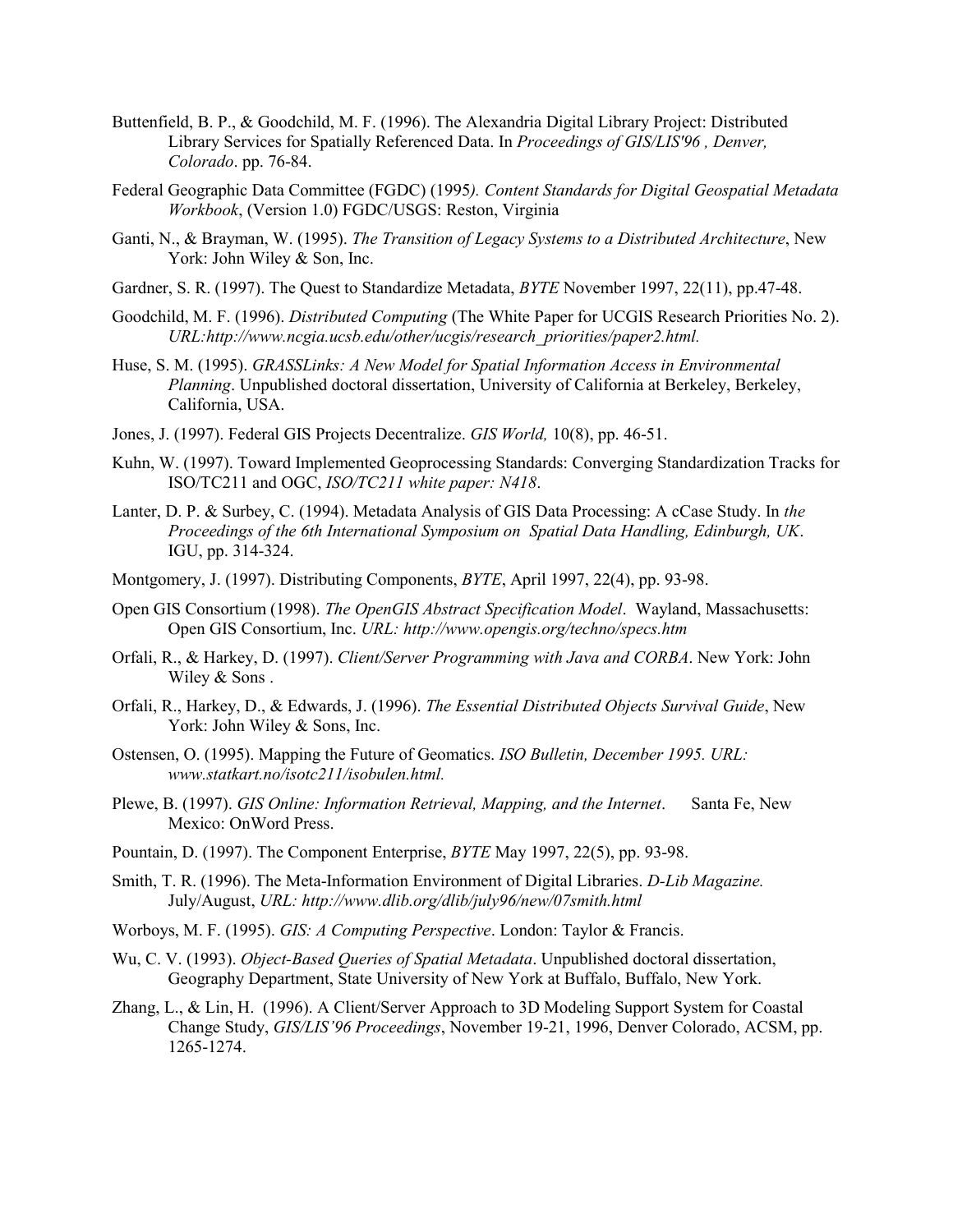Buttenfield, B. P., & Goodchild, M. F. (1996). The Alexandria Digital Library Project: Distributed Library Services for Spatially Referenced Data. In *Proceedings of GIS/LIS'96 , Denver, Colorado*. pp. 76-84.

Federal Geographic Data Committee (FGDC) (1995*). Content Standards for Digital Geospatial Metadata Workbook*, (Version 1.0) FGDC/USGS: Reston, Virginia

Ganti, N., & Brayman, W. (1995). *The Transition of Legacy Systems to a Distributed Architecture*, New York: John Wiley & Son, Inc.

Gardner, S. R. (1997). The Quest to Standardize Metadata, *BYTE* November 1997, 22(11), pp.47-48.

Goodchild, M. F. (1996). *Distributed Computing* (The White Paper for UCGIS Research Priorities No. 2). *URL:http://www.ncgia.ucsb.edu/other/ucgis/research_priorities/paper2.html.*

Huse, S. M. (1995). *GRASSLinks: A New Model for Spatial Information Access in Environmental Planning*. Unpublished doctoral dissertation, University of California at Berkeley, Berkeley, California, USA.

Jones, J. (1997). Federal GIS Projects Decentralize. *GIS World,* 10(8), pp. 46-51.

Kuhn, W. (1997). Toward Implemented Geoprocessing Standards: Converging Standardization Tracks for ISO/TC211 and OGC, *ISO/TC211 white paper: N418*.

Lanter, D. P. & Surbey, C. (1994). Metadata Analysis of GIS Data Processing: A cCase Study. In *the Proceedings of the 6th International Symposium on Spatial Data Handling, Edinburgh, UK*. IGU, pp. 314-324.

Montgomery, J. (1997). Distributing Components, *BYTE*, April 1997, 22(4), pp. 93-98.

Open GIS Consortium (1998). *The OpenGIS Abstract Specification Model*. Wayland, Massachusetts: Open GIS Consortium, Inc. *URL: http://www.opengis.org/techno/specs.htm*

Orfali, R., & Harkey, D. (1997). *Client/Server Programming with Java and CORBA*. New York: John Wiley & Sons .

Orfali, R., Harkey, D., & Edwards, J. (1996). *The Essential Distributed Objects Survival Guide*, New York: John Wiley & Sons, Inc.

Ostensen, O. (1995). Mapping the Future of Geomatics. *ISO Bulletin, December 1995. URL: www.statkart.no/isotc211/isobulen.html.*

Plewe, B. (1997). *GIS Online: Information Retrieval, Mapping, and the Internet*. Santa Fe, New Mexico: OnWord Press.

Pountain, D. (1997). The Component Enterprise, *BYTE* May 1997, 22(5), pp. 93-98.

Smith, T. R. (1996). The Meta-Information Environment of Digital Libraries. *D-Lib Magazine.* July/August, *URL: http://www.dlib.org/dlib/july96/new/07smith.html*

Worboys, M. F. (1995). *GIS: A Computing Perspective*. London: Taylor & Francis.

Wu, C. V. (1993). *Object-Based Queries of Spatial Metadata*. Unpublished doctoral dissertation, Geography Department, State University of New York at Buffalo, Buffalo, New York.

Zhang, L., & Lin, H. (1996). A Client/Server Approach to 3D Modeling Support System for Coastal Change Study, *GIS/LIS'96 Proceedings*, November 19-21, 1996, Denver Colorado, ACSM, pp. 1265-1274.